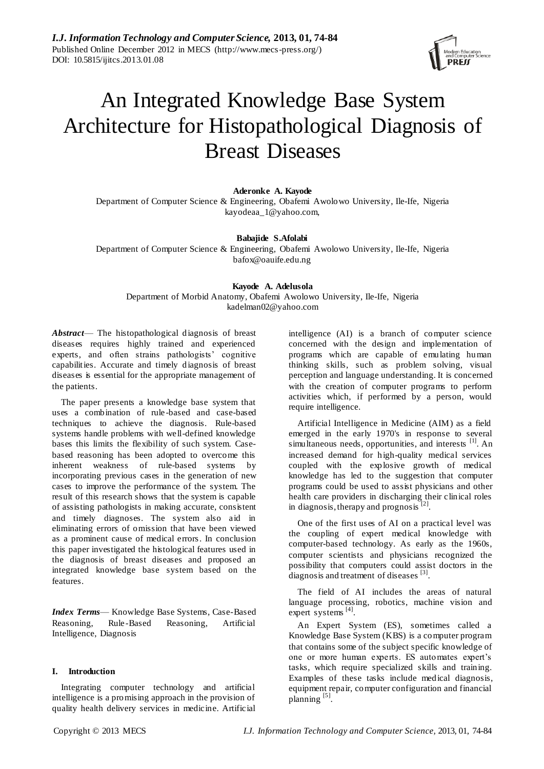# An Integrated Knowledge Base System Architecture for Histopathological Diagnosis of Breast Diseases

**Aderonke A. Kayode**
Department of Computer Science & Engineering, Obafemi Awolowo University, Ile-Ife, Nigeria
kayodeaa_1@yahoo.com,

**Babajide S.Afolabi**
Department of Computer Science & Engineering, Obafemi Awolowo University, Ile-Ife, Nigeria
bafox@oauife.edu.ng

**Kayode A. Adelusola**
Department of Morbid Anatomy, Obafemi Awolowo University, Ile-Ife, Nigeria
kadelman02@yahoo.com

***Abstract*** — The histopathological diagnosis of breast diseases requires highly trained and experienced experts, and often strains pathologists' cognitive capabilities. Accurate and timely diagnosis of breast diseases is essential for the appropriate management of the patients.

The paper presents a knowledge base system that uses a combination of rule-based and case-based techniques to achieve the diagnosis. Rule-based systems handle problems with well-defined knowledge bases this limits the flexibility of such system. Case-based reasoning has been adopted to overcome this inherent weakness of rule-based systems by incorporating previous cases in the generation of new cases to improve the performance of the system. The result of this research shows that the system is capable of assisting pathologists in making accurate, consistent and timely diagnoses. The system also aid in eliminating errors of omission that have been viewed as a prominent cause of medical errors. In conclusion this paper investigated the histological features used in the diagnosis of breast diseases and proposed an integrated knowledge base system based on the features.

***Index Terms*** — Knowledge Base Systems, Case-Based Reasoning, Rule-Based Reasoning, Artificial Intelligence, Diagnosis

## I. Introduction

Integrating computer technology and artificial intelligence is a promising approach in the provision of quality health delivery services in medicine. Artificial intelligence (AI) is a branch of computer science concerned with the design and implementation of programs which are capable of emulating human thinking skills, such as problem solving, visual perception and language understanding. It is concerned with the creation of computer programs to perform activities which, if performed by a person, would require intelligence.

Artificial Intelligence in Medicine (AIM) as a field emerged in the early 1970's in response to several simultaneous needs, opportunities, and interests [1]. An increased demand for high-quality medical services coupled with the explosive growth of medical knowledge has led to the suggestion that computer programs could be used to assist physicians and other health care providers in discharging their clinical roles in diagnosis, therapy and prognosis [2].

One of the first uses of AI on a practical level was the coupling of expert medical knowledge with computer-based technology. As early as the 1960s, computer scientists and physicians recognized the possibility that computers could assist doctors in the diagnosis and treatment of diseases [3].

The field of AI includes the areas of natural language processing, robotics, machine vision and expert systems [4].

An Expert System (ES), sometimes called a Knowledge Base System (KBS) is a computer program that contains some of the subject specific knowledge of one or more human experts. ES automates expert's tasks, which require specialized skills and training. Examples of these tasks include medical diagnosis, equipment repair, computer configuration and financial planning [5].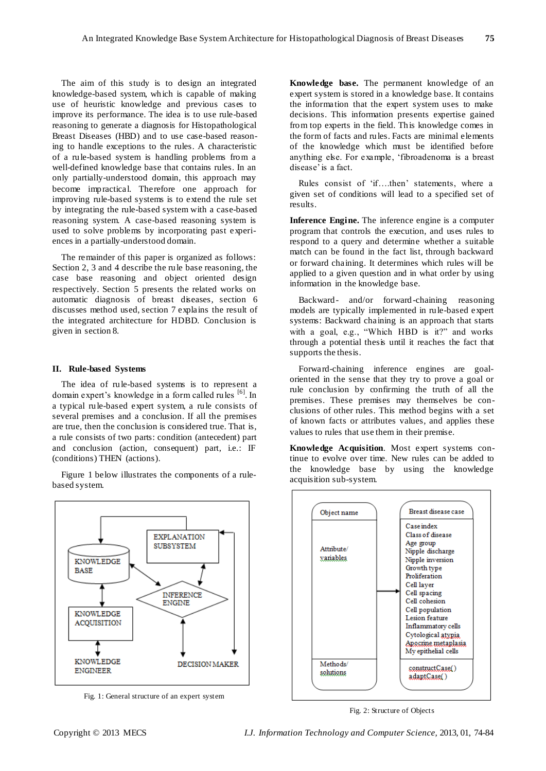The aim of this study is to design an integrated knowledge-based system, which is capable of making use of heuristic knowledge and previous cases to improve its performance. The idea is to use rule-based reasoning to generate a diagnosis for Histopathological Breast Diseases (HBD) and to use case-based reasoning to handle exceptions to the rules. A characteristic of a rule-based system is handling problems from a well-defined knowledge base that contains rules. In an only partially-understood domain, this approach may become impractical. Therefore one approach for improving rule-based systems is to extend the rule set by integrating the rule-based system with a case-based reasoning system. A case-based reasoning system is used to solve problems by incorporating past experiences in a partially-understood domain.

The remainder of this paper is organized as follows: Section 2, 3 and 4 describe the rule base reasoning, the case base reasoning and object oriented design respectively. Section 5 presents the related works on automatic diagnosis of breast diseases, section 6 discusses method used, section 7 explains the result of the integrated architecture for HDBD. Conclusion is given in section 8.

## II. Rule-based Systems

The idea of rule-based systems is to represent a domain expert's knowledge in a form called rules [6]. In a typical rule-based expert system, a rule consists of several premises and a conclusion. If all the premises are true, then the conclusion is considered true. That is, a rule consists of two parts: condition (antecedent) part and conclusion (action, consequent) part, i.e.: IF (conditions) THEN (actions).

Figure 1 below illustrates the components of a rule-based system.

Fig. 1: General structure of an expert system

**Knowledge base.** The permanent knowledge of an expert system is stored in a knowledge base. It contains the information that the expert system uses to make decisions. This information presents expertise gained from top experts in the field. This knowledge comes in the form of facts and rules. Facts are minimal elements of the knowledge which must be identified before anything else. For example, 'fibroadenoma is a breast disease' is a fact.

Rules consist of 'if….then' statements, where a given set of conditions will lead to a specified set of results.

**Inference Engine.** The inference engine is a computer program that controls the execution, and uses rules to respond to a query and determine whether a suitable match can be found in the fact list, through backward or forward chaining. It determines which rules will be applied to a given question and in what order by using information in the knowledge base.

Backward- and/or forward-chaining reasoning models are typically implemented in rule-based expert systems: Backward chaining is an approach that starts with a goal, e.g., "Which HBD is it?" and works through a potential thesis until it reaches the fact that supports the thesis.

Forward-chaining inference engines are goal-oriented in the sense that they try to prove a goal or rule conclusion by confirming the truth of all the premises. These premises may themselves be conclusions of other rules. This method begins with a set of known facts or attributes values, and applies these values to rules that use them in their premise.

**Knowledge Acquisition**. Most expert systems continue to evolve over time. New rules can be added to the knowledge base by using the knowledge acquisition sub-system.

Fig. 2: Structure of Objects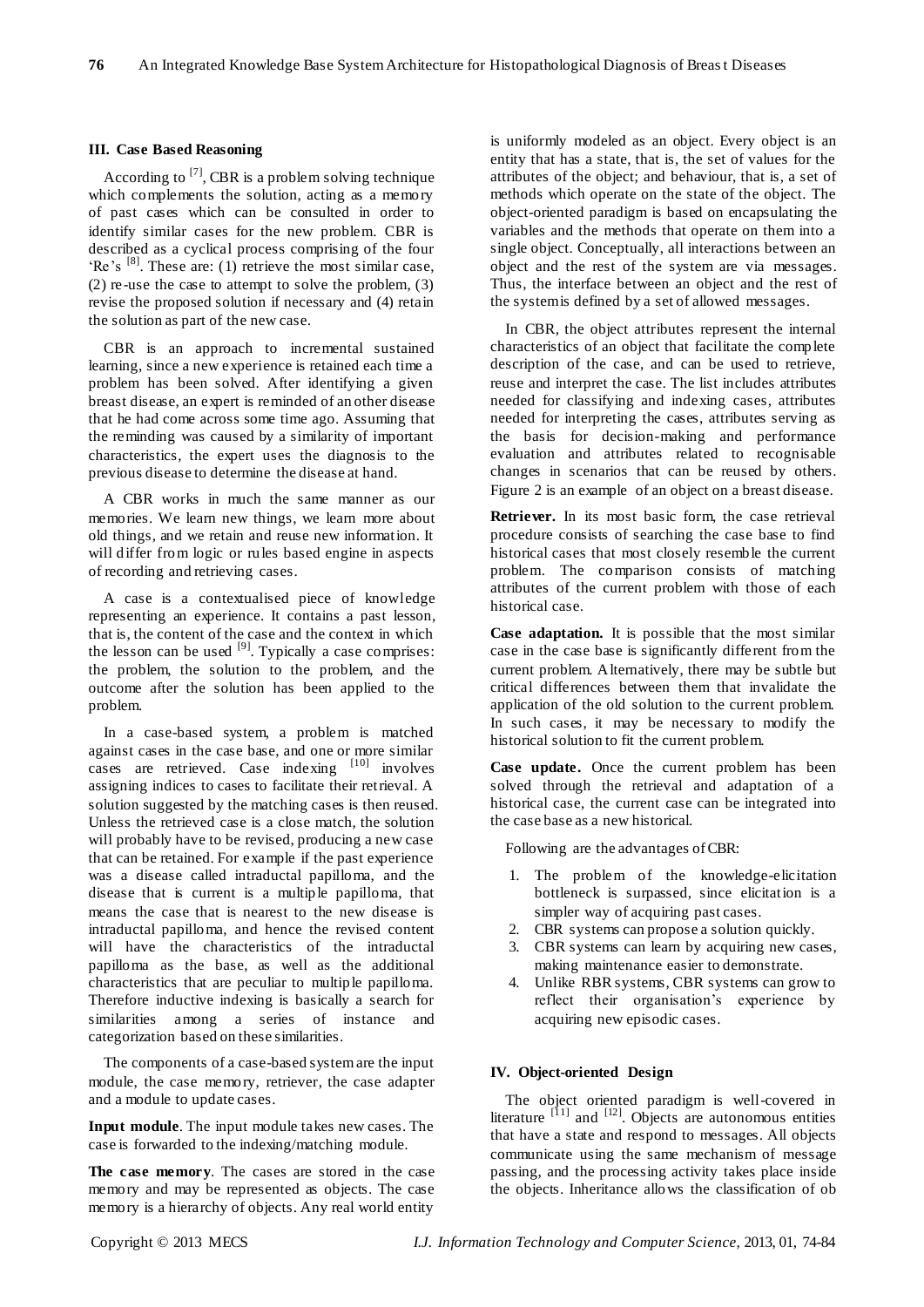### III. Case Based Reasoning

According to [7], CBR is a problem solving technique which complements the solution, acting as a memory of past cases which can be consulted in order to identify similar cases for the new problem. CBR is described as a cyclical process comprising of the four 'Re's [8]. These are: (1) retrieve the most similar case, (2) re-use the case to attempt to solve the problem, (3) revise the proposed solution if necessary and (4) retain the solution as part of the new case.

CBR is an approach to incremental sustained learning, since a new experience is retained each time a problem has been solved. After identifying a given breast disease, an expert is reminded of an other disease that he had come across some time ago. Assuming that the reminding was caused by a similarity of important characteristics, the expert uses the diagnosis to the previous disease to determine the disease at hand.

A CBR works in much the same manner as our memories. We learn new things, we learn more about old things, and we retain and reuse new information. It will differ from logic or rules based engine in aspects of recording and retrieving cases.

A case is a contextualised piece of knowledge representing an experience. It contains a past lesson, that is, the content of the case and the context in which the lesson can be used [9]. Typically a case comprises: the problem, the solution to the problem, and the outcome after the solution has been applied to the problem.

In a case-based system, a problem is matched against cases in the case base, and one or more similar cases are retrieved. Case indexing [10] involves assigning indices to cases to facilitate their retrieval. A solution suggested by the matching cases is then reused. Unless the retrieved case is a close match, the solution will probably have to be revised, producing a new case that can be retained. For example if the past experience was a disease called intraductal papilloma, and the disease that is current is a multiple papilloma, that means the case that is nearest to the new disease is intraductal papilloma, and hence the revised content will have the characteristics of the intraductal papilloma as the base, as well as the additional characteristics that are peculiar to multiple papilloma. Therefore inductive indexing is basically a search for similarities among a series of instance and categorization based on these similarities.

The components of a case-based system are the input module, the case memory, retriever, the case adapter and a module to update cases.

**Input module**. The input module takes new cases. The case is forwarded to the indexing/matching module.

**The case memory**. The cases are stored in the case memory and may be represented as objects. The case memory is a hierarchy of objects. Any real world entity is uniformly modeled as an object. Every object is an entity that has a state, that is, the set of values for the attributes of the object; and behaviour, that is, a set of methods which operate on the state of the object. The object-oriented paradigm is based on encapsulating the variables and the methods that operate on them into a single object. Conceptually, all interactions between an object and the rest of the system are via messages. Thus, the interface between an object and the rest of the system is defined by a set of allowed messages.

In CBR, the object attributes represent the internal characteristics of an object that facilitate the complete description of the case, and can be used to retrieve, reuse and interpret the case. The list includes attributes needed for classifying and indexing cases, attributes needed for interpreting the cases, attributes serving as the basis for decision-making and performance evaluation and attributes related to recognisable changes in scenarios that can be reused by others. Figure 2 is an example of an object on a breast disease.

**Retriever.** In its most basic form, the case retrieval procedure consists of searching the case base to find historical cases that most closely resemble the current problem. The comparison consists of matching attributes of the current problem with those of each historical case.

**Case adaptation.** It is possible that the most similar case in the case base is significantly different from the current problem. Alternatively, there may be subtle but critical differences between them that invalidate the application of the old solution to the current problem. In such cases, it may be necessary to modify the historical solution to fit the current problem.

**Case update.** Once the current problem has been solved through the retrieval and adaptation of a historical case, the current case can be integrated into the case base as a new historical.

Following are the advantages of CBR:

1. The problem of the knowledge-elicitation bottleneck is surpassed, since elicitation is a simpler way of acquiring past cases.
2. CBR systems can propose a solution quickly.
3. CBR systems can learn by acquiring new cases, making maintenance easier to demonstrate.
4. Unlike RBR systems, CBR systems can grow to reflect their organisation's experience by acquiring new episodic cases.

### IV. Object-oriented Design

The object oriented paradigm is well-covered in literature [11] and [12]. Objects are autonomous entities that have a state and respond to messages. All objects communicate using the same mechanism of message passing, and the processing activity takes place inside the objects. Inheritance allows the classification of ob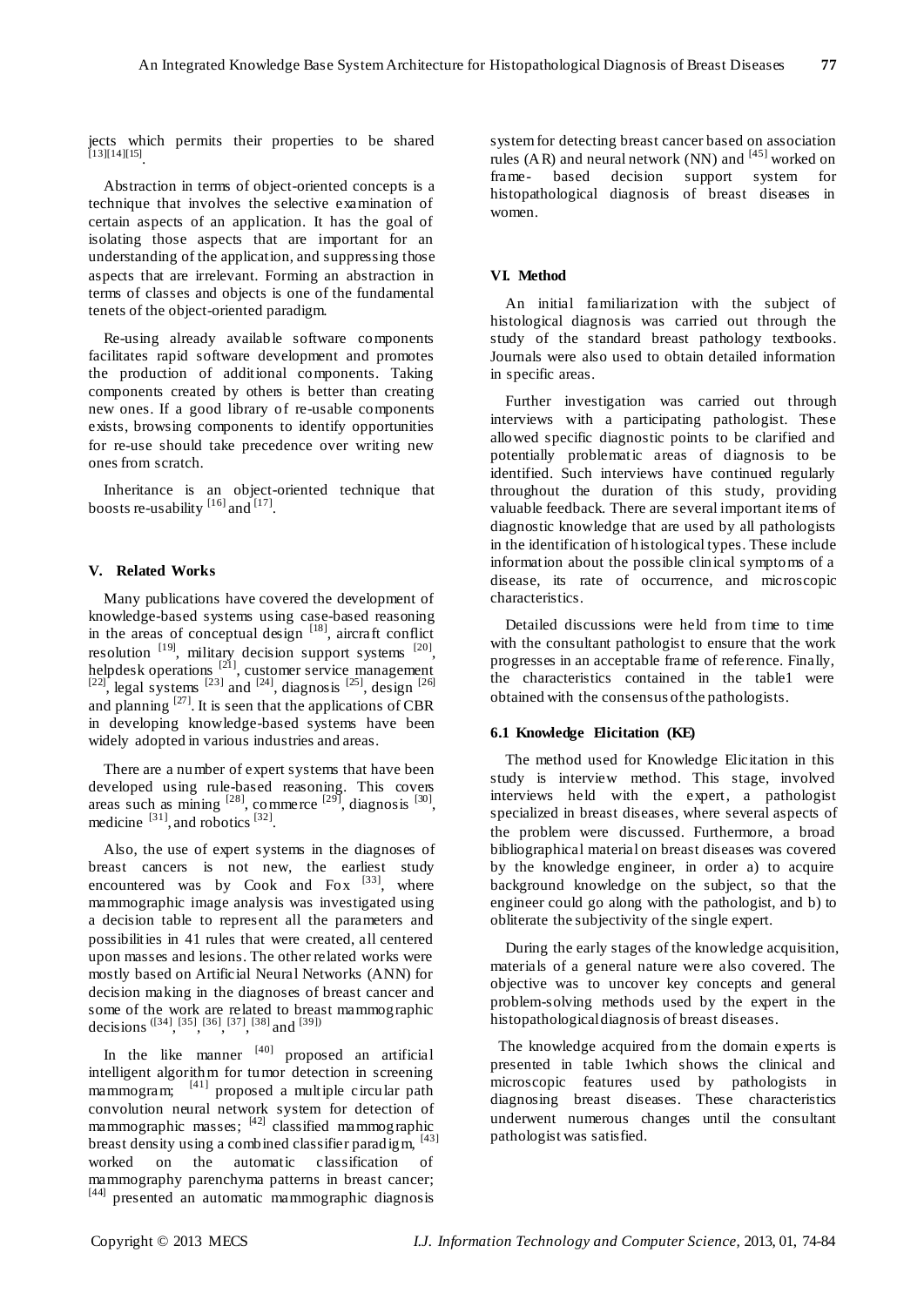jects which permits their properties to be shared [13][14][15].

Abstraction in terms of object-oriented concepts is a technique that involves the selective examination of certain aspects of an application. It has the goal of isolating those aspects that are important for an understanding of the application, and suppressing those aspects that are irrelevant. Forming an abstraction in terms of classes and objects is one of the fundamental tenets of the object-oriented paradigm.

Re-using already available software components facilitates rapid software development and promotes the production of additional components. Taking components created by others is better than creating new ones. If a good library of re-usable components exists, browsing components to identify opportunities for re-use should take precedence over writing new ones from scratch.

Inheritance is an object-oriented technique that boosts re-usability [16] and [17].

## V. Related Works

Many publications have covered the development of knowledge-based systems using case-based reasoning in the areas of conceptual design [18], aircraft conflict resolution [19], military decision support systems [20], helpdesk operations [21], customer service management [22], legal systems [23] and [24], diagnosis [25], design [26] and planning [27]. It is seen that the applications of CBR in developing knowledge-based systems have been widely adopted in various industries and areas.

There are a number of expert systems that have been developed using rule-based reasoning. This covers areas such as mining [28], commerce [29], diagnosis [30], medicine [31], and robotics [32].

Also, the use of expert systems in the diagnoses of breast cancers is not new, the earliest study encountered was by Cook and Fox [33], where mammographic image analysis was investigated using a decision table to represent all the parameters and possibilities in 41 rules that were created, all centered upon masses and lesions. The other related works were mostly based on Artificial Neural Networks (ANN) for decision making in the diagnoses of breast cancer and some of the work are related to breast mammographic decisions ([34], [35], [36], [37], [38] and [39])

In the like manner [40] proposed an artificial intelligent algorithm for tumor detection in screening mammogram; [41] proposed a multiple circular path convolution neural network system for detection of mammographic masses; [42] classified mammographic breast density using a combined classifier paradigm, [43] worked on the automatic classification of mammography parenchyma patterns in breast cancer; [44] presented an automatic mammographic diagnosis system for detecting breast cancer based on association rules (AR) and neural network (NN) and [45] worked on frame- based decision support system for histopathological diagnosis of breast diseases in women.

## VI. Method

An initial familiarization with the subject of histological diagnosis was carried out through the study of the standard breast pathology textbooks. Journals were also used to obtain detailed information in specific areas.

Further investigation was carried out through interviews with a participating pathologist. These allowed specific diagnostic points to be clarified and potentially problematic areas of diagnosis to be identified. Such interviews have continued regularly throughout the duration of this study, providing valuable feedback. There are several important items of diagnostic knowledge that are used by all pathologists in the identification of histological types. These include information about the possible clinical symptoms of a disease, its rate of occurrence, and microscopic characteristics.

Detailed discussions were held from time to time with the consultant pathologist to ensure that the work progresses in an acceptable frame of reference. Finally, the characteristics contained in the table1 were obtained with the consensus of the pathologists.

### 6.1 Knowledge Elicitation (KE)

The method used for Knowledge Elicitation in this study is interview method. This stage, involved interviews held with the expert, a pathologist specialized in breast diseases, where several aspects of the problem were discussed. Furthermore, a broad bibliographical material on breast diseases was covered by the knowledge engineer, in order a) to acquire background knowledge on the subject, so that the engineer could go along with the pathologist, and b) to obliterate the subjectivity of the single expert.

During the early stages of the knowledge acquisition, materials of a general nature were also covered. The objective was to uncover key concepts and general problem-solving methods used by the expert in the histopathological diagnosis of breast diseases.

The knowledge acquired from the domain experts is presented in table 1which shows the clinical and microscopic features used by pathologists in diagnosing breast diseases. These characteristics underwent numerous changes until the consultant pathologist was satisfied.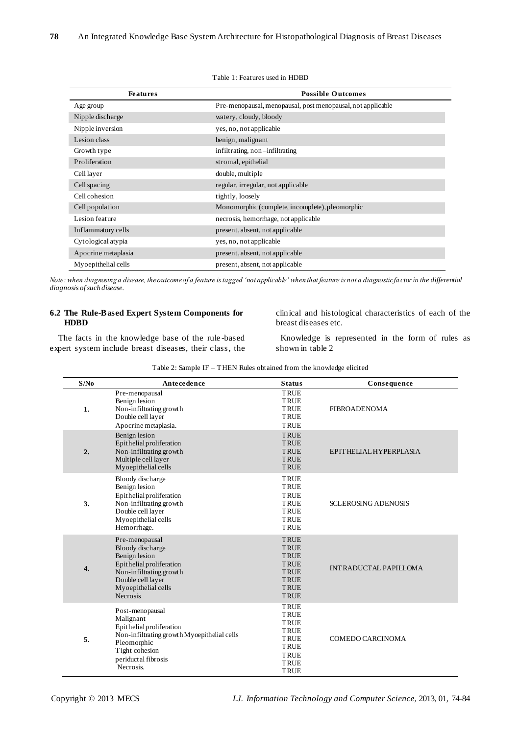Table 1: Features used in HDBD

| Features | Possible Outcomes |
|---|---|
| Age group | Pre-menopausal, menopausal, post menopausal, not applicable |
| Nipple discharge | watery, cloudy, bloody |
| Nipple inversion | yes, no, not applicable |
| Lesion class | benign, malignant |
| Growth type | infiltrating, non –infiltrating |
| Proliferation | stromal, epithelial |
| Cell layer | double, multiple |
| Cell spacing | regular, irregular, not applicable |
| Cell cohesion | tightly, loosely |
| Cell population | Monomorphic (complete, incomplete), pleomorphic |
| Lesion feature | necrosis, hemorrhage, not applicable |
| Inflammatory cells | present, absent, not applicable |
| Cytological atypia | yes, no, not applicable |
| Apocrine metaplasia | present, absent, not applicable |
| Myoepithelial cells | present, absent, not applicable |

*Note: when diagnosing a disease, the outcome of a feature is tagged 'not applicable' when that feature is not a diagnostic factor in the differential diagnosis of such disease.*

### 6.2 The Rule-Based Expert System Components for HDBD

The facts in the knowledge base of the rule-based expert system include breast diseases, their class, the clinical and histological characteristics of each of the breast diseases etc.

Knowledge is represented in the form of rules as shown in table 2

Table 2: Sample IF – THEN Rules obtained from the knowledge elicited

| S/No | Antecedence | Status | Consequence |
|---|---|---|---|
| 1. | Pre-menopausal<br>Benign lesion<br>Non-infiltrating growth<br>Double cell layer<br>Apocrine metaplasia. | TRUE<br>TRUE<br>TRUE<br>TRUE<br>TRUE | FIBROADENOMA |
| 2. | Benign lesion<br>Epithelial proliferation<br>Non-infiltrating growth<br>Multiple cell layer<br>Myoepithelial cells | TRUE<br>TRUE<br>TRUE<br>TRUE<br>TRUE | EPITHELIAL HYPERPLASIA |
| 3. | Bloody discharge<br>Benign lesion<br>Epithelial proliferation<br>Non-infiltrating growth<br>Double cell layer<br>Myoepithelial cells<br>Hemorrhage. | TRUE<br>TRUE<br>TRUE<br>TRUE<br>TRUE<br>TRUE<br>TRUE | SCLEROSING ADENOSIS |
| 4. | Pre-menopausal<br>Bloody discharge<br>Benign lesion<br>Epithelial proliferation<br>Non-infiltrating growth<br>Double cell layer<br>Myoepithelial cells<br>Necrosis | TRUE<br>TRUE<br>TRUE<br>TRUE<br>TRUE<br>TRUE<br>TRUE<br>TRUE | INTRADUCTAL PAPILLOMA |
| 5. | Post-menopausal<br>Malignant<br>Epithelial proliferation<br>Non-infiltrating growth Myoepithelial cells<br>Pleomorphic<br>Tight cohesion<br>periductal fibrosis<br>Necrosis. | TRUE<br>TRUE<br>TRUE<br>TRUE<br>TRUE<br>TRUE<br>TRUE<br>TRUE<br>TRUE | COMEDO CARCINOMA |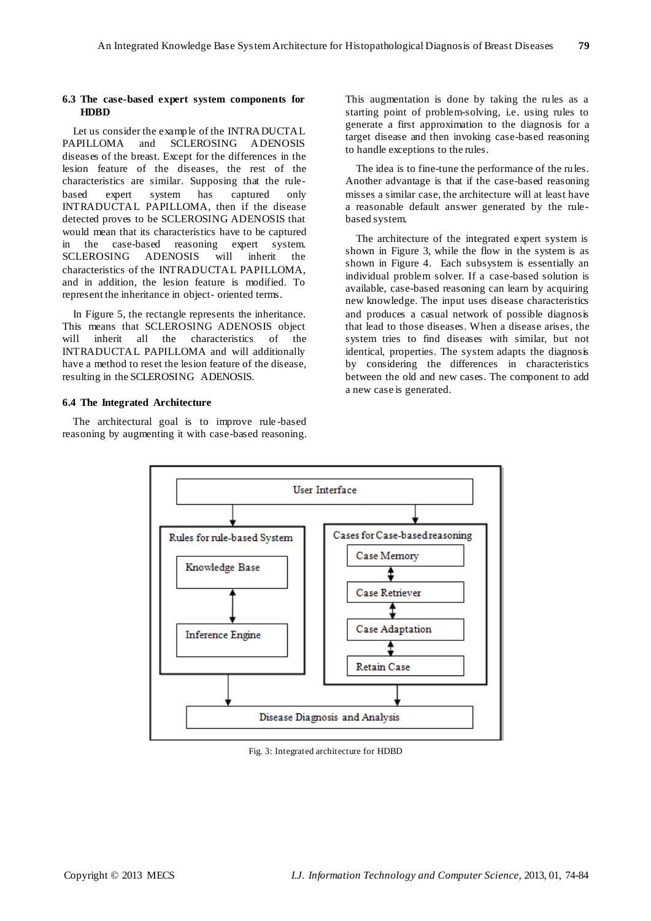### 6.3 The case-based expert system components for HDBD

Let us consider the example of the INTRADUCTAL PAPILLOMA and SCLEROSING ADENOSIS diseases of the breast. Except for the differences in the lesion feature of the diseases, the rest of the characteristics are similar. Supposing that the rule-based expert system has captured only INTRADUCTAL PAPILLOMA, then if the disease detected proves to be SCLEROSING ADENOSIS that would mean that its characteristics have to be captured in the case-based reasoning expert system. SCLEROSING ADENOSIS will inherit the characteristics of the INTRADUCTAL PAPILLOMA, and in addition, the lesion feature is modified. To represent the inheritance in object- oriented terms.

In Figure 5, the rectangle represents the inheritance. This means that SCLEROSING ADENOSIS object will inherit all the characteristics of the INTRADUCTAL PAPILLOMA and will additionally have a method to reset the lesion feature of the disease, resulting in the SCLEROSING ADENOSIS.

### 6.4 The Integrated Architecture

The architectural goal is to improve rule-based reasoning by augmenting it with case-based reasoning. This augmentation is done by taking the rules as a starting point of problem-solving, i.e. using rules to generate a first approximation to the diagnosis for a target disease and then invoking case-based reasoning to handle exceptions to the rules.

The idea is to fine-tune the performance of the rules. Another advantage is that if the case-based reasoning misses a similar case, the architecture will at least have a reasonable default answer generated by the rule-based system.

The architecture of the integrated expert system is shown in Figure 3, while the flow in the system is as shown in Figure 4. Each subsystem is essentially an individual problem solver. If a case-based solution is available, case-based reasoning can learn by acquiring new knowledge. The input uses disease characteristics and produces a casual network of possible diagnosis that lead to those diseases. When a disease arises, the system tries to find diseases with similar, but not identical, properties. The system adapts the diagnosis by considering the differences in characteristics between the old and new cases. The component to add a new case is generated.

User Interface

Rules for rule-based System

Knowledge Base

Inference Engine

Cases for Case-based reasoning

Case Memory

Case Retriever

Case Adaptation

Retain Case

Disease Diagnosis and Analysis

Fig. 3: Integrated architecture for HDBD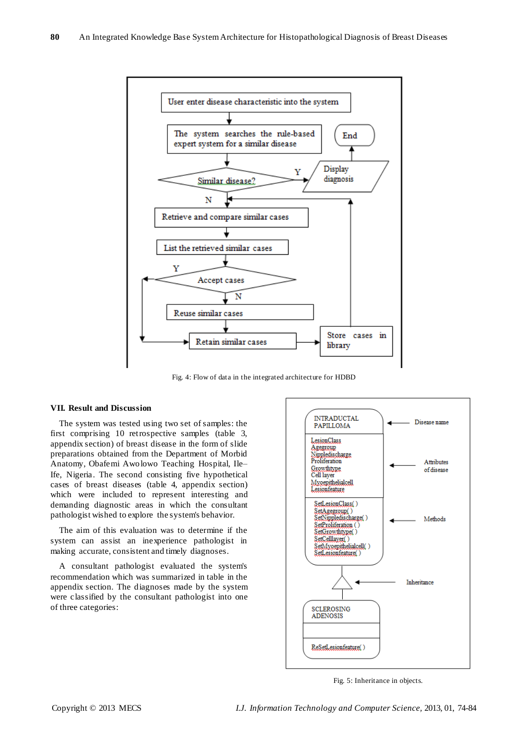Fig. 4: Flow of data in the integrated architecture for HDBD

## VII. Result and Discussion

The system was tested using two set of samples: the first comprising 10 retrospective samples (table 3, appendix section) of breast disease in the form of slide preparations obtained from the Department of Morbid Anatomy, Obafemi Awolowo Teaching Hospital, Ile–Ife, Nigeria. The second consisting five hypothetical cases of breast diseases (table 4, appendix section) which were included to represent interesting and demanding diagnostic areas in which the consultant pathologist wished to explore the system's behavior.

The aim of this evaluation was to determine if the system can assist an inexperience pathologist in making accurate, consistent and timely diagnoses.

A consultant pathologist evaluated the system's recommendation which was summarized in table in the appendix section. The diagnoses made by the system were classified by the consultant pathologist into one of three categories:

Fig. 5: Inheritance in objects.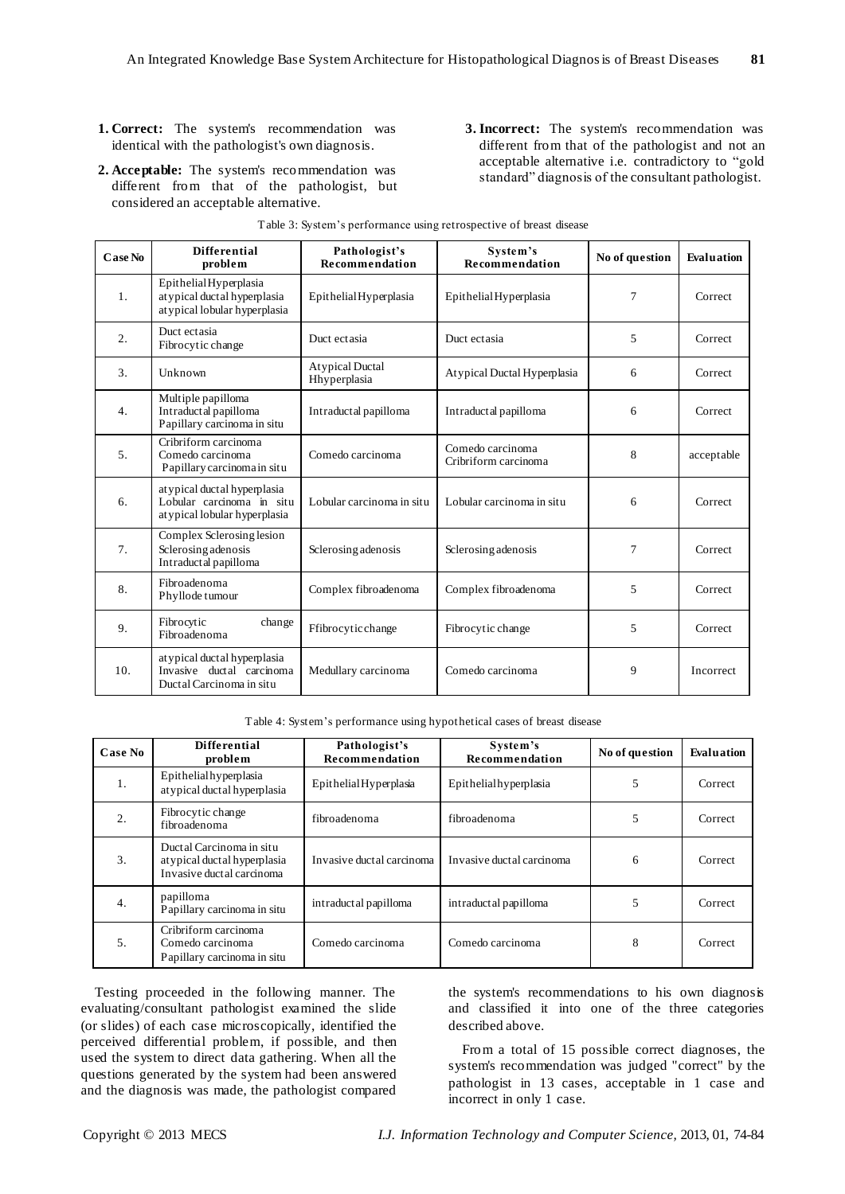1. **Correct:** The system's recommendation was identical with the pathologist's own diagnosis.
2. **Acceptable:** The system's recommendation was different from that of the pathologist, but considered an acceptable alternative.
3. **Incorrect:** The system's recommendation was different from that of the pathologist and not an acceptable alternative i.e. contradictory to "gold standard" diagnosis of the consultant pathologist.

Table 3: System's performance using retrospective of breast disease

| Case No | Differential problem | Pathologist's Recommendation | System's Recommendation | No of question | Evaluation |
|---|---|---|---|---|---|
| 1. | Epithelial Hyperplasia<br>atypical ductal hyperplasia<br>atypical lobular hyperplasia | Epithelial Hyperplasia | Epithelial Hyperplasia | 7 | Correct |
| 2. | Duct ectasia<br>Fibrocytic change | Duct ectasia | Duct ectasia | 5 | Correct |
| 3. | Unknown | Atypical Ductal Hhyperplasia | Atypical Ductal Hyperplasia | 6 | Correct |
| 4. | Multiple papilloma<br>Intraductal papilloma<br>Papillary carcinoma in situ | Intraductal papilloma | Intraductal papilloma | 6 | Correct |
| 5. | Cribriform carcinoma<br>Comedo carcinoma<br>Papillary carcinoma in situ | Comedo carcinoma | Comedo carcinoma<br>Cribriform carcinoma | 8 | acceptable |
| 6. | atypical ductal hyperplasia<br>Lobular carcinoma in situ<br>atypical lobular hyperplasia | Lobular carcinoma in situ | Lobular carcinoma in situ | 6 | Correct |
| 7. | Complex Sclerosing lesion<br>Sclerosing adenosis<br>Intraductal papilloma | Sclerosing adenosis | Sclerosing adenosis | 7 | Correct |
| 8. | Fibroadenoma<br>Phyllode tumour | Complex fibroadenoma | Complex fibroadenoma | 5 | Correct |
| 9. | Fibrocytic change<br>Fibroadenoma | Ffibrocytic change | Fibrocytic change | 5 | Correct |
| 10. | atypical ductal hyperplasia<br>Invasive ductal carcinoma<br>Ductal Carcinoma in situ | Medullary carcinoma | Comedo carcinoma | 9 | Incorrect |

Table 4: System's performance using hypothetical cases of breast disease

| Case No | Differential problem | Pathologist's Recommendation | System's Recommendation | No of question | Evaluation |
|---|---|---|---|---|---|
| 1. | Epithelial hyperplasia<br>atypical ductal hyperplasia | Epithelial Hyperplasia | Epithelial hyperplasia | 5 | Correct |
| 2. | Fibrocytic change<br>fibroadenoma | fibroadenoma | fibroadenoma | 5 | Correct |
| 3. | Ductal Carcinoma in situ<br>atypical ductal hyperplasia<br>Invasive ductal carcinoma | Invasive ductal carcinoma | Invasive ductal carcinoma | 6 | Correct |
| 4. | papilloma<br>Papillary carcinoma in situ | intraductal papilloma | intraductal papilloma | 5 | Correct |
| 5. | Cribriform carcinoma<br>Comedo carcinoma<br>Papillary carcinoma in situ | Comedo carcinoma | Comedo carcinoma | 8 | Correct |

Testing proceeded in the following manner. The evaluating/consultant pathologist examined the slide (or slides) of each case microscopically, identified the perceived differential problem, if possible, and then used the system to direct data gathering. When all the questions generated by the system had been answered and the diagnosis was made, the pathologist compared the system's recommendations to his own diagnosis and classified it into one of the three categories described above.

From a total of 15 possible correct diagnoses, the system's recommendation was judged "correct" by the pathologist in 13 cases, acceptable in 1 case and incorrect in only 1 case.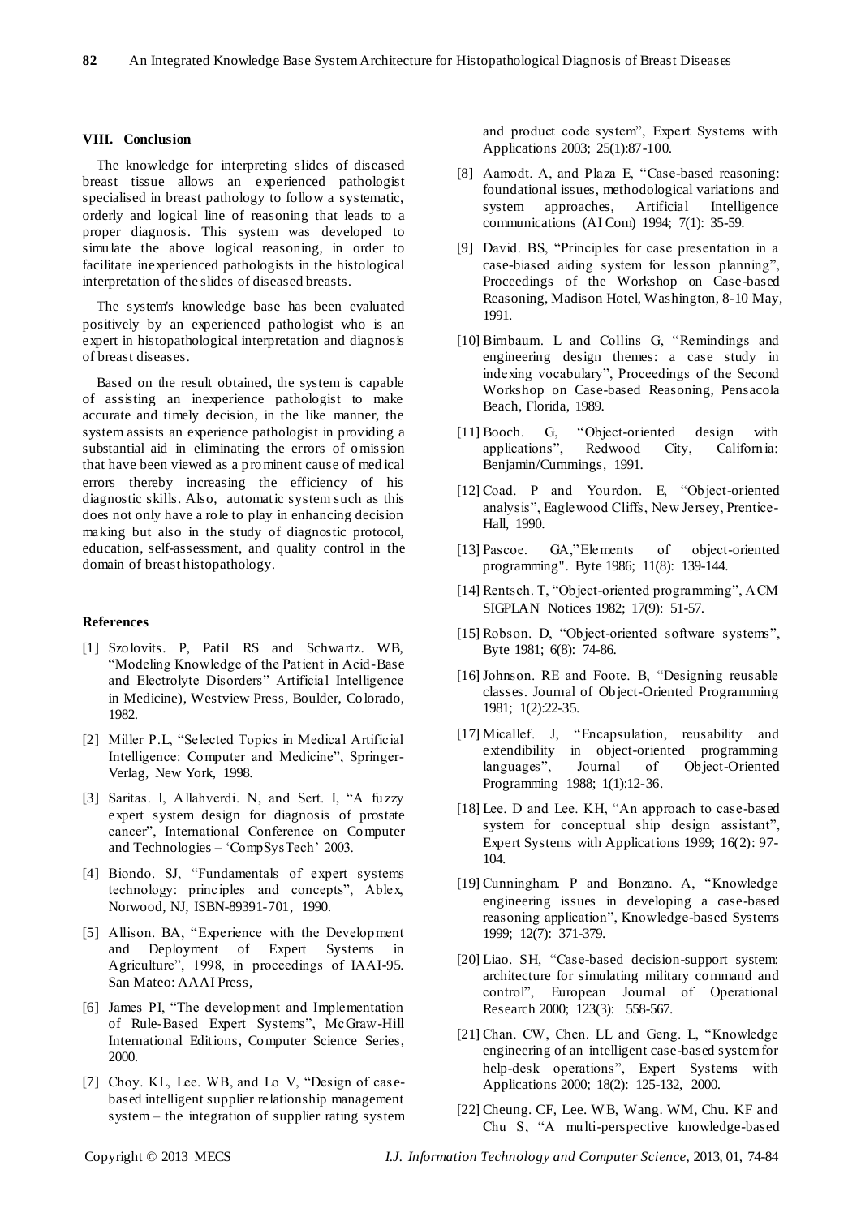### VIII. Conclusion

The knowledge for interpreting slides of diseased breast tissue allows an experienced pathologist specialised in breast pathology to follow a systematic, orderly and logical line of reasoning that leads to a proper diagnosis. This system was developed to simulate the above logical reasoning, in order to facilitate inexperienced pathologists in the histological interpretation of the slides of diseased breasts.

The system's knowledge base has been evaluated positively by an experienced pathologist who is an expert in histopathological interpretation and diagnosis of breast diseases.

Based on the result obtained, the system is capable of assisting an inexperience pathologist to make accurate and timely decision, in the like manner, the system assists an experience pathologist in providing a substantial aid in eliminating the errors of omission that have been viewed as a prominent cause of medical errors thereby increasing the efficiency of his diagnostic skills. Also, automatic system such as this does not only have a role to play in enhancing decision making but also in the study of diagnostic protocol, education, self-assessment, and quality control in the domain of breast histopathology.

### References

[1] Szolovits. P, Patil RS and Schwartz. WB, "Modeling Knowledge of the Patient in Acid-Base and Electrolyte Disorders" Artificial Intelligence in Medicine), Westview Press, Boulder, Colorado, 1982.

[2] Miller P.L, "Selected Topics in Medical Artificial Intelligence: Computer and Medicine", Springer-Verlag, New York, 1998.

[3] Saritas. I, Allahverdi. N, and Sert. I, "A fuzzy expert system design for diagnosis of prostate cancer", International Conference on Computer and Technologies – 'CompSysTech' 2003.

[4] Biondo. SJ, "Fundamentals of expert systems technology: principles and concepts", Ablex, Norwood, NJ, ISBN-89391-701, 1990.

[5] Allison. BA, "Experience with the Development and Deployment of Expert Systems in Agriculture", 1998, in proceedings of IAAI-95. San Mateo: AAAI Press,

[6] James PI, "The development and Implementation of Rule-Based Expert Systems", McGraw-Hill International Editions, Computer Science Series, 2000.

[7] Choy. KL, Lee. WB, and Lo V, "Design of case-based intelligent supplier relationship management system – the integration of supplier rating system and product code system", Expert Systems with Applications 2003; 25(1):87-100.

[8] Aamodt. A, and Plaza E, "Case-based reasoning: foundational issues, methodological variations and system approaches, Artificial Intelligence communications (AI Com) 1994; 7(1): 35-59.

[9] David. BS, "Principles for case presentation in a case-biased aiding system for lesson planning", Proceedings of the Workshop on Case-based Reasoning, Madison Hotel, Washington, 8-10 May, 1991.

[10] Birnbaum. L and Collins G, "Remindings and engineering design themes: a case study in indexing vocabulary", Proceedings of the Second Workshop on Case-based Reasoning, Pensacola Beach, Florida, 1989.

[11] Booch. G, "Object-oriented design with applications", Redwood City, California: Benjamin/Cummings, 1991.

[12] Coad. P and Yourdon. E, "Object-oriented analysis", Eaglewood Cliffs, New Jersey, Prentice-Hall, 1990.

[13] Pascoe. GA,"Elements of object-oriented programming". Byte 1986; 11(8): 139-144.

[14] Rentsch. T, "Object-oriented programming", ACM SIGPLAN Notices 1982; 17(9): 51-57.

[15] Robson. D, "Object-oriented software systems", Byte 1981; 6(8): 74-86.

[16] Johnson. RE and Foote. B, "Designing reusable classes. Journal of Object-Oriented Programming 1981; 1(2):22-35.

[17] Micallef. J, "Encapsulation, reusability and extendibility in object-oriented programming languages", Journal of Object-Oriented Programming 1988; 1(1):12-36.

[18] Lee. D and Lee. KH, "An approach to case-based system for conceptual ship design assistant", Expert Systems with Applications 1999; 16(2): 97-104.

[19] Cunningham. P and Bonzano. A, "Knowledge engineering issues in developing a case-based reasoning application", Knowledge-based Systems 1999; 12(7): 371-379.

[20] Liao. SH, "Case-based decision-support system: architecture for simulating military command and control", European Journal of Operational Research 2000; 123(3): 558-567.

[21] Chan. CW, Chen. LL and Geng. L, "Knowledge engineering of an intelligent case-based system for help-desk operations", Expert Systems with Applications 2000; 18(2): 125-132, 2000.

[22] Cheung. CF, Lee. WB, Wang. WM, Chu. KF and Chu S, "A multi-perspective knowledge-based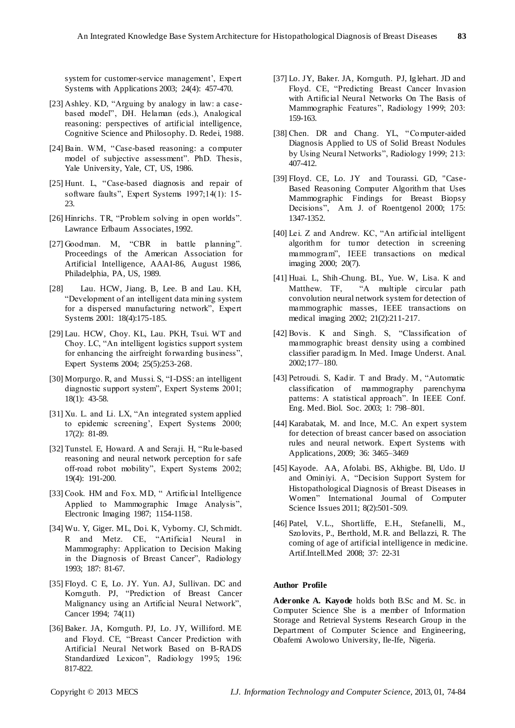system for customer-service management', Expert Systems with Applications 2003; 24(4): 457-470.

[23] Ashley. KD, "Arguing by analogy in law: a case-based model", DH. Helaman (eds.), Analogical reasoning: perspectives of artificial intelligence, Cognitive Science and Philosophy. D. Redei, 1988.

[24] Bain. WM, "Case-based reasoning: a computer model of subjective assessment". PhD. Thesis, Yale University, Yale, CT, US, 1986.

[25] Hunt. L, "Case-based diagnosis and repair of software faults", Expert Systems 1997;14(1): 15-23.

[26] Hinrichs. TR, "Problem solving in open worlds". Lawrance Erlbaum Associates, 1992.

[27] Goodman. M, "CBR in battle planning". Proceedings of the American Association for Artificial Intelligence, AAAI-86, August 1986, Philadelphia, PA, US, 1989.

[28] Lau. HCW, Jiang. B, Lee. B and Lau. KH, "Development of an intelligent data mining system for a dispersed manufacturing network", Expert Systems 2001: 18(4):175-185.

[29] Lau. HCW, Choy. KL, Lau. PKH, Tsui. WT and Choy. LC, "An intelligent logistics support system for enhancing the airfreight forwarding business", Expert Systems 2004; 25(5):253-268.

[30] Morpurgo. R, and Mussi. S, "I-DSS: an intelligent diagnostic support system", Expert Systems 2001; 18(1): 43-58.

[31] Xu. L. and Li. LX, "An integrated system applied to epidemic screening', Expert Systems 2000; 17(2): 81-89.

[32] Tunstel. E, Howard. A and Seraji. H, "Rule-based reasoning and neural network perception for safe off-road robot mobility", Expert Systems 2002; 19(4): 191-200.

[33] Cook. HM and Fox. MD, " Artificial Intelligence Applied to Mammographic Image Analysis", Electronic Imaging 1987; 1154-1158.

[34] Wu. Y, Giger. ML, Doi. K, Vyborny. CJ, Schmidt. R and Metz. CE, "Artificial Neural in Mammography: Application to Decision Making in the Diagnosis of Breast Cancer", Radiology 1993; 187: 81-67.

[35] FIoyd. C E, Lo. JY. Yun. AJ, Sullivan. DC and Kornguth. PJ, "Prediction of Breast Cancer Malignancy using an Artificial Neural Network", Cancer 1994; 74(11)

[36] Baker. JA, Kornguth. PJ, Lo. JY, Williford. ME and Floyd. CE, "Breast Cancer Prediction with Artificial Neural Network Based on B-RADS Standardized Lexicon", Radiology 1995; 196: 817-822.

[37] Lo. JY, Baker. JA, Kornguth. PJ, Iglehart. JD and Floyd. CE, "Predicting Breast Cancer Invasion with Artificial Neural Networks On The Basis of Mammographic Features", Radiology 1999; 203: 159-163.

[38] Chen. DR and Chang. YL, "Computer-aided Diagnosis Applied to US of Solid Breast Nodules by Using Neural Networks", Radiology 1999; 213: 407-412.

[39] FIoyd. CE, Lo. JY and Tourassi. GD, "Case-Based Reasoning Computer Algorithm that Uses Mammographic Findings for Breast Biopsy Decisions", Am. J. of Roentgenol 2000; 175: 1347-1352.

[40] Lei. Z and Andrew. KC, "An artificial intelligent algorithm for tumor detection in screening mammogram", IEEE transactions on medical imaging 2000; 20(7).

[41] Huai. L, Shih-Chung. BL, Yue. W, Lisa. K and Matthew. TF, "A multiple circular path convolution neural network system for detection of mammographic masses, IEEE transactions on medical imaging 2002; 21(2):211-217.

[42] Bovis. K and Singh. S, "Classification of mammographic breast density using a combined classifier paradigm. In Med. Image Underst. Anal. 2002;177–180.

[43] Petroudi. S, Kadir. T and Brady. M, "Automatic classification of mammography parenchyma patterns: A statistical approach". In IEEE Conf. Eng. Med. Biol. Soc. 2003; 1: 798–801.

[44] Karabatak, M. and Ince, M.C. An expert system for detection of breast cancer based on association rules and neural network. Expert Systems with Applications, 2009; 36: 3465–3469

[45] Kayode. AA, Afolabi. BS, Akhigbe. BI, Udo. IJ and Ominiyi. A, "Decision Support System for Histopathological Diagnosis of Breast Diseases in Women" International Journal of Computer Science Issues 2011; 8(2):501-509.

[46] Patel, V.L., Shortliffe, E.H., Stefanelli, M., Szolovits, P., Berthold, M.R. and Bellazzi, R. The coming of age of artificial intelligence in medicine. Artif.Intell.Med 2008; 37: 22-31

**Author Profile**

**Aderonke A. Kayode** holds both B.Sc and M. Sc. in Computer Science She is a member of Information Storage and Retrieval Systems Research Group in the Department of Computer Science and Engineering, Obafemi Awolowo University, Ile-Ife, Nigeria.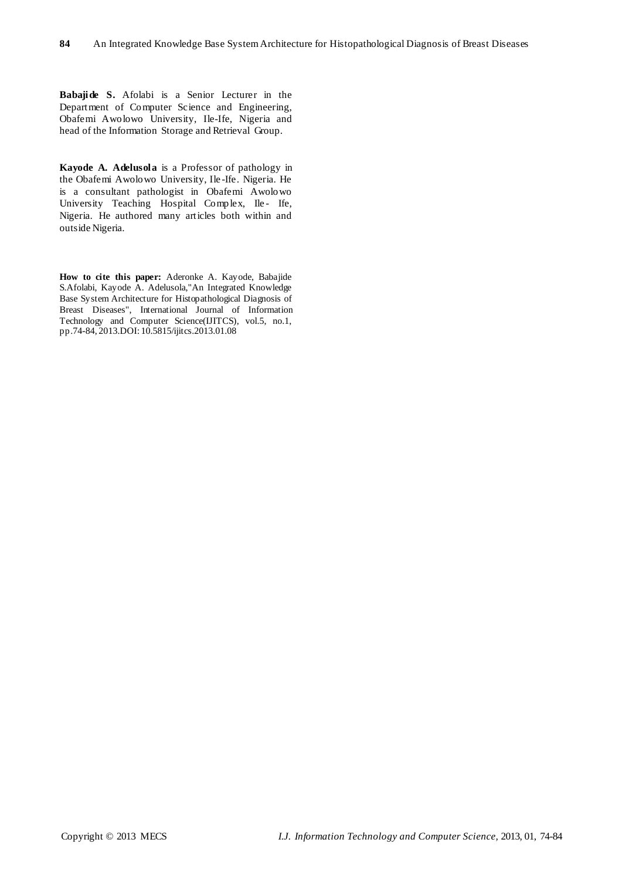**Babajide S.** Afolabi is a Senior Lecturer in the Department of Computer Science and Engineering, Obafemi Awolowo University, Ile-Ife, Nigeria and head of the Information Storage and Retrieval Group.

**Kayode A. Adelusola** is a Professor of pathology in the Obafemi Awolowo University, Ile-Ife. Nigeria. He is a consultant pathologist in Obafemi Awolowo University Teaching Hospital Complex, Ile- Ife, Nigeria. He authored many articles both within and outside Nigeria.

**How to cite this paper:** Aderonke A. Kayode, Babajide S.Afolabi, Kayode A. Adelusola,"An Integrated Knowledge Base System Architecture for Histopathological Diagnosis of Breast Diseases", International Journal of Information Technology and Computer Science(IJITCS), vol.5, no.1, pp.74-84, 2013.DOI: 10.5815/ijitcs.2013.01.08